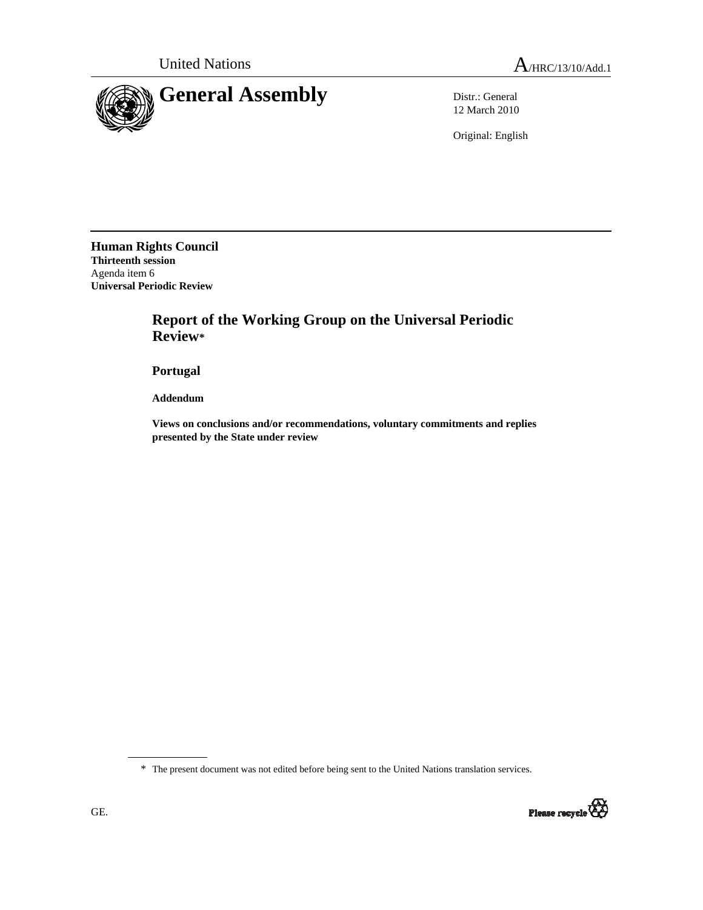United Nations

A/HRC/13/10/Add.1

# General Assembly

Distr.: General
12 March 2010

Original: English

**Human Rights Council**
**Thirteenth session**
Agenda item 6
**Universal Periodic Review**

## Report of the Working Group on the Universal Periodic Review*

### Portugal

**Addendum**

**Views on conclusions and/or recommendations, voluntary commitments and replies presented by the State under review**

\* The present document was not edited before being sent to the United Nations translation services.

GE.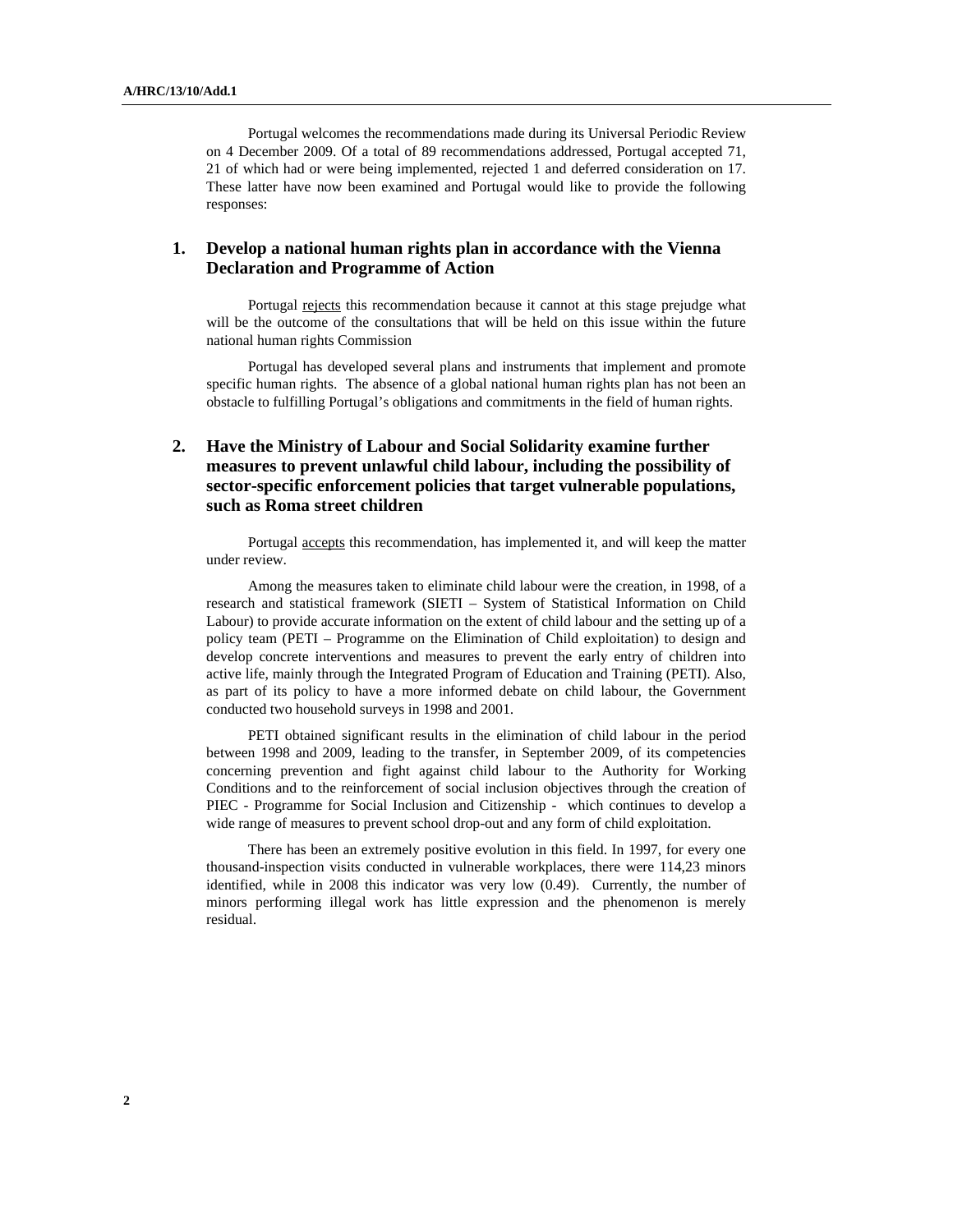Portugal welcomes the recommendations made during its Universal Periodic Review on 4 December 2009. Of a total of 89 recommendations addressed, Portugal accepted 71, 21 of which had or were being implemented, rejected 1 and deferred consideration on 17. These latter have now been examined and Portugal would like to provide the following responses:

## 1. Develop a national human rights plan in accordance with the Vienna Declaration and Programme of Action

Portugal rejects this recommendation because it cannot at this stage prejudge what will be the outcome of the consultations that will be held on this issue within the future national human rights Commission

Portugal has developed several plans and instruments that implement and promote specific human rights. The absence of a global national human rights plan has not been an obstacle to fulfilling Portugal's obligations and commitments in the field of human rights.

## 2. Have the Ministry of Labour and Social Solidarity examine further measures to prevent unlawful child labour, including the possibility of sector-specific enforcement policies that target vulnerable populations, such as Roma street children

Portugal accepts this recommendation, has implemented it, and will keep the matter under review.

Among the measures taken to eliminate child labour were the creation, in 1998, of a research and statistical framework (SIETI – System of Statistical Information on Child Labour) to provide accurate information on the extent of child labour and the setting up of a policy team (PETI – Programme on the Elimination of Child exploitation) to design and develop concrete interventions and measures to prevent the early entry of children into active life, mainly through the Integrated Program of Education and Training (PETI). Also, as part of its policy to have a more informed debate on child labour, the Government conducted two household surveys in 1998 and 2001.

PETI obtained significant results in the elimination of child labour in the period between 1998 and 2009, leading to the transfer, in September 2009, of its competencies concerning prevention and fight against child labour to the Authority for Working Conditions and to the reinforcement of social inclusion objectives through the creation of PIEC - Programme for Social Inclusion and Citizenship - which continues to develop a wide range of measures to prevent school drop-out and any form of child exploitation.

There has been an extremely positive evolution in this field. In 1997, for every one thousand-inspection visits conducted in vulnerable workplaces, there were 114,23 minors identified, while in 2008 this indicator was very low (0.49). Currently, the number of minors performing illegal work has little expression and the phenomenon is merely residual.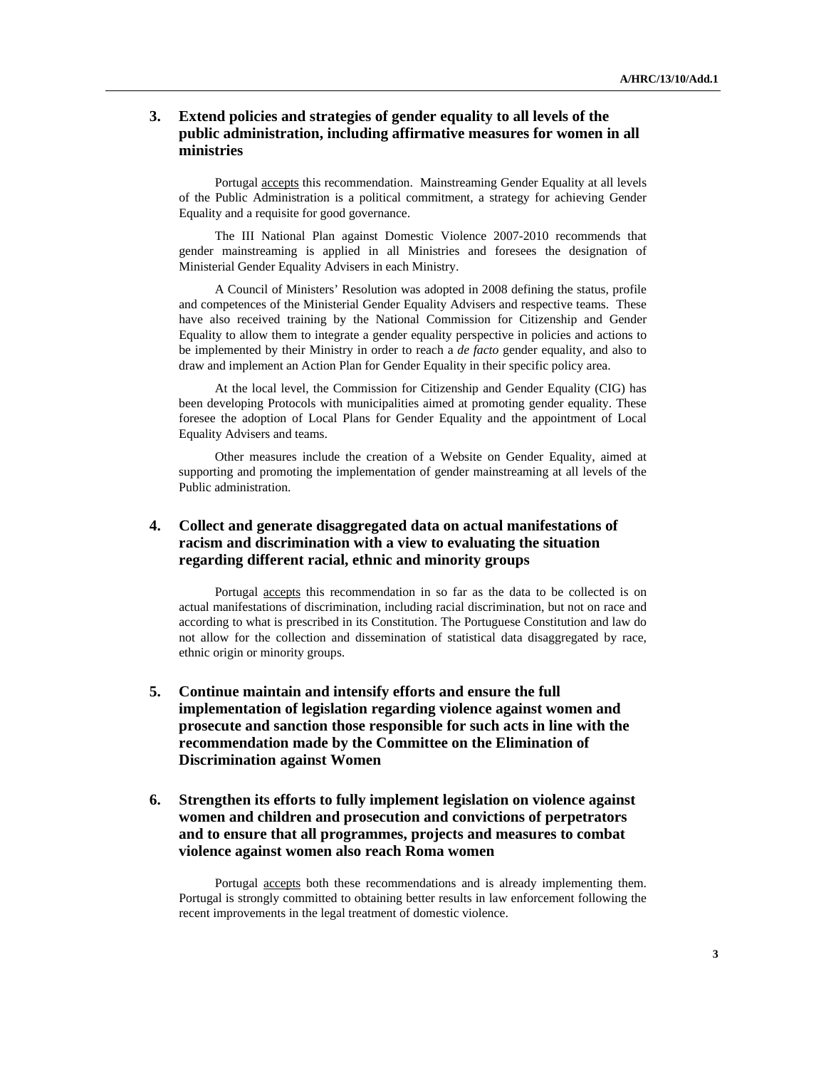### 3. Extend policies and strategies of gender equality to all levels of the public administration, including affirmative measures for women in all ministries

Portugal accepts this recommendation. Mainstreaming Gender Equality at all levels of the Public Administration is a political commitment, a strategy for achieving Gender Equality and a requisite for good governance.

The III National Plan against Domestic Violence 2007-2010 recommends that gender mainstreaming is applied in all Ministries and foresees the designation of Ministerial Gender Equality Advisers in each Ministry.

A Council of Ministers' Resolution was adopted in 2008 defining the status, profile and competences of the Ministerial Gender Equality Advisers and respective teams. These have also received training by the National Commission for Citizenship and Gender Equality to allow them to integrate a gender equality perspective in policies and actions to be implemented by their Ministry in order to reach a *de facto* gender equality, and also to draw and implement an Action Plan for Gender Equality in their specific policy area.

At the local level, the Commission for Citizenship and Gender Equality (CIG) has been developing Protocols with municipalities aimed at promoting gender equality. These foresee the adoption of Local Plans for Gender Equality and the appointment of Local Equality Advisers and teams.

Other measures include the creation of a Website on Gender Equality, aimed at supporting and promoting the implementation of gender mainstreaming at all levels of the Public administration.

### 4. Collect and generate disaggregated data on actual manifestations of racism and discrimination with a view to evaluating the situation regarding different racial, ethnic and minority groups

Portugal accepts this recommendation in so far as the data to be collected is on actual manifestations of discrimination, including racial discrimination, but not on race and according to what is prescribed in its Constitution. The Portuguese Constitution and law do not allow for the collection and dissemination of statistical data disaggregated by race, ethnic origin or minority groups.

### 5. Continue maintain and intensify efforts and ensure the full implementation of legislation regarding violence against women and prosecute and sanction those responsible for such acts in line with the recommendation made by the Committee on the Elimination of Discrimination against Women

### 6. Strengthen its efforts to fully implement legislation on violence against women and children and prosecution and convictions of perpetrators and to ensure that all programmes, projects and measures to combat violence against women also reach Roma women

Portugal accepts both these recommendations and is already implementing them. Portugal is strongly committed to obtaining better results in law enforcement following the recent improvements in the legal treatment of domestic violence.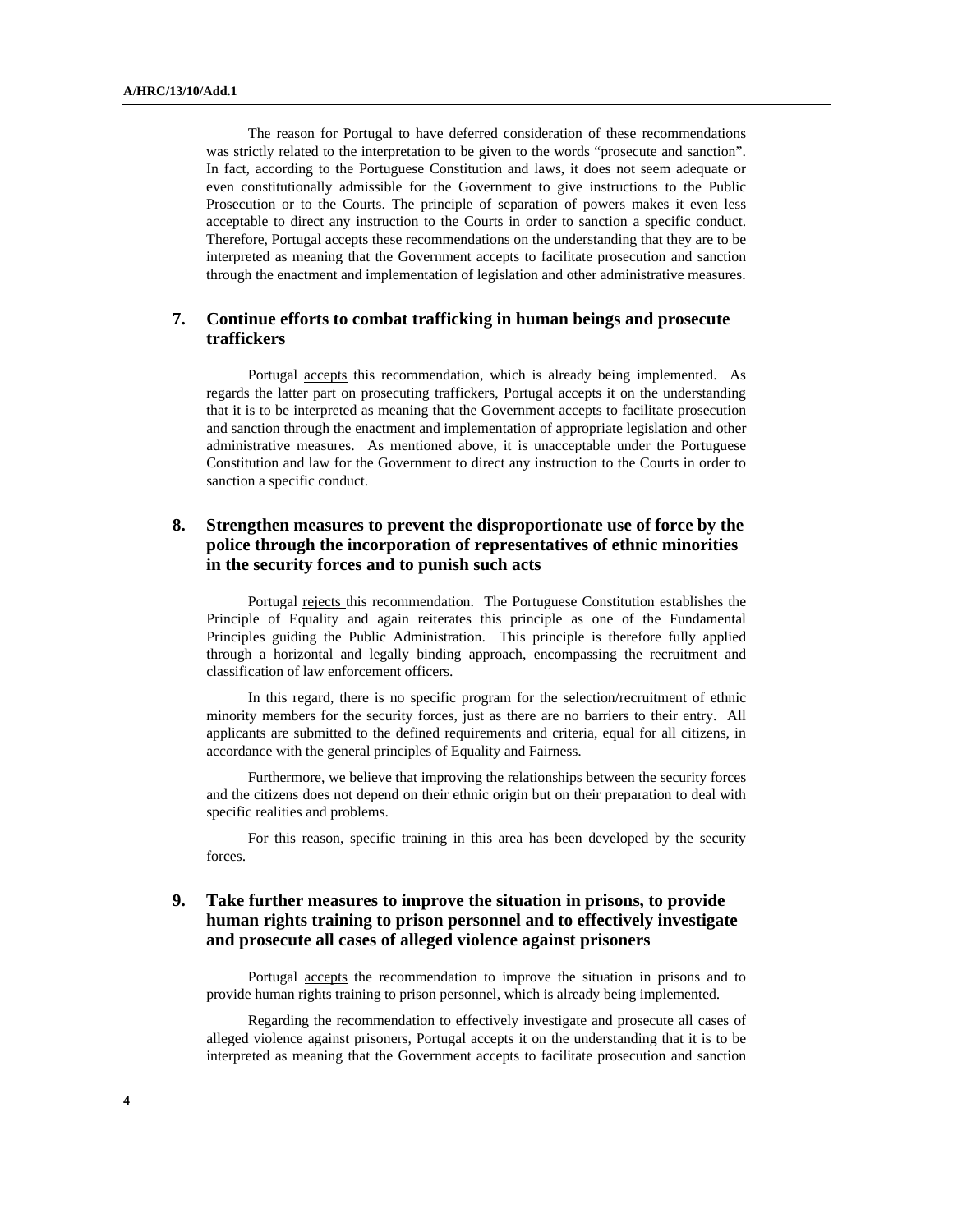The reason for Portugal to have deferred consideration of these recommendations was strictly related to the interpretation to be given to the words "prosecute and sanction". In fact, according to the Portuguese Constitution and laws, it does not seem adequate or even constitutionally admissible for the Government to give instructions to the Public Prosecution or to the Courts. The principle of separation of powers makes it even less acceptable to direct any instruction to the Courts in order to sanction a specific conduct. Therefore, Portugal accepts these recommendations on the understanding that they are to be interpreted as meaning that the Government accepts to facilitate prosecution and sanction through the enactment and implementation of legislation and other administrative measures.

## 7. Continue efforts to combat trafficking in human beings and prosecute traffickers

Portugal accepts this recommendation, which is already being implemented. As regards the latter part on prosecuting traffickers, Portugal accepts it on the understanding that it is to be interpreted as meaning that the Government accepts to facilitate prosecution and sanction through the enactment and implementation of appropriate legislation and other administrative measures. As mentioned above, it is unacceptable under the Portuguese Constitution and law for the Government to direct any instruction to the Courts in order to sanction a specific conduct.

## 8. Strengthen measures to prevent the disproportionate use of force by the police through the incorporation of representatives of ethnic minorities in the security forces and to punish such acts

Portugal rejects this recommendation. The Portuguese Constitution establishes the Principle of Equality and again reiterates this principle as one of the Fundamental Principles guiding the Public Administration. This principle is therefore fully applied through a horizontal and legally binding approach, encompassing the recruitment and classification of law enforcement officers.

In this regard, there is no specific program for the selection/recruitment of ethnic minority members for the security forces, just as there are no barriers to their entry. All applicants are submitted to the defined requirements and criteria, equal for all citizens, in accordance with the general principles of Equality and Fairness.

Furthermore, we believe that improving the relationships between the security forces and the citizens does not depend on their ethnic origin but on their preparation to deal with specific realities and problems.

For this reason, specific training in this area has been developed by the security forces.

## 9. Take further measures to improve the situation in prisons, to provide human rights training to prison personnel and to effectively investigate and prosecute all cases of alleged violence against prisoners

Portugal accepts the recommendation to improve the situation in prisons and to provide human rights training to prison personnel, which is already being implemented.

Regarding the recommendation to effectively investigate and prosecute all cases of alleged violence against prisoners, Portugal accepts it on the understanding that it is to be interpreted as meaning that the Government accepts to facilitate prosecution and sanction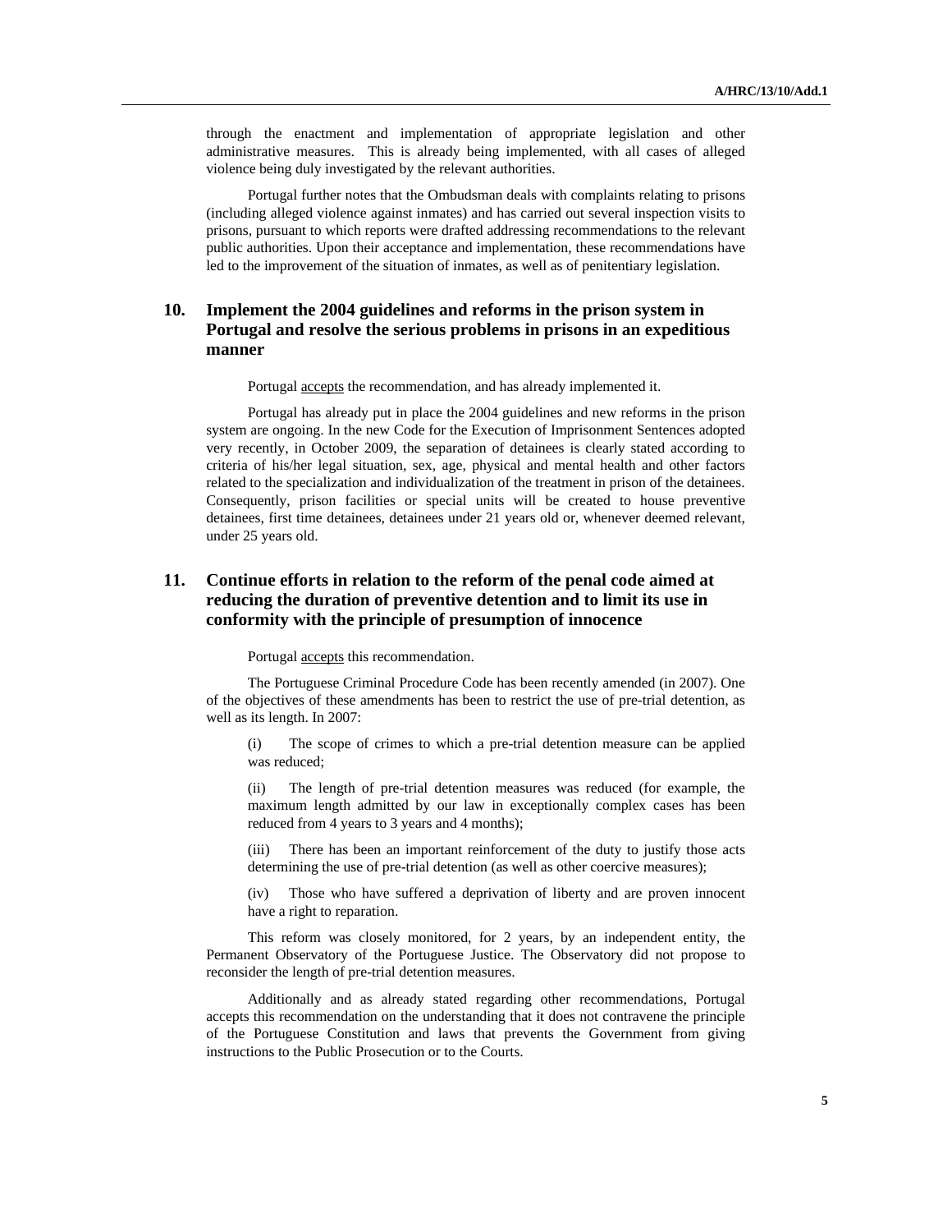through the enactment and implementation of appropriate legislation and other administrative measures. This is already being implemented, with all cases of alleged violence being duly investigated by the relevant authorities.

Portugal further notes that the Ombudsman deals with complaints relating to prisons (including alleged violence against inmates) and has carried out several inspection visits to prisons, pursuant to which reports were drafted addressing recommendations to the relevant public authorities. Upon their acceptance and implementation, these recommendations have led to the improvement of the situation of inmates, as well as of penitentiary legislation.

## 10. Implement the 2004 guidelines and reforms in the prison system in Portugal and resolve the serious problems in prisons in an expeditious manner

Portugal accepts the recommendation, and has already implemented it.

Portugal has already put in place the 2004 guidelines and new reforms in the prison system are ongoing. In the new Code for the Execution of Imprisonment Sentences adopted very recently, in October 2009, the separation of detainees is clearly stated according to criteria of his/her legal situation, sex, age, physical and mental health and other factors related to the specialization and individualization of the treatment in prison of the detainees. Consequently, prison facilities or special units will be created to house preventive detainees, first time detainees, detainees under 21 years old or, whenever deemed relevant, under 25 years old.

## 11. Continue efforts in relation to the reform of the penal code aimed at reducing the duration of preventive detention and to limit its use in conformity with the principle of presumption of innocence

Portugal accepts this recommendation.

The Portuguese Criminal Procedure Code has been recently amended (in 2007). One of the objectives of these amendments has been to restrict the use of pre-trial detention, as well as its length. In 2007:

(i) The scope of crimes to which a pre-trial detention measure can be applied was reduced;

(ii) The length of pre-trial detention measures was reduced (for example, the maximum length admitted by our law in exceptionally complex cases has been reduced from 4 years to 3 years and 4 months);

(iii) There has been an important reinforcement of the duty to justify those acts determining the use of pre-trial detention (as well as other coercive measures);

(iv) Those who have suffered a deprivation of liberty and are proven innocent have a right to reparation.

This reform was closely monitored, for 2 years, by an independent entity, the Permanent Observatory of the Portuguese Justice. The Observatory did not propose to reconsider the length of pre-trial detention measures.

Additionally and as already stated regarding other recommendations, Portugal accepts this recommendation on the understanding that it does not contravene the principle of the Portuguese Constitution and laws that prevents the Government from giving instructions to the Public Prosecution or to the Courts.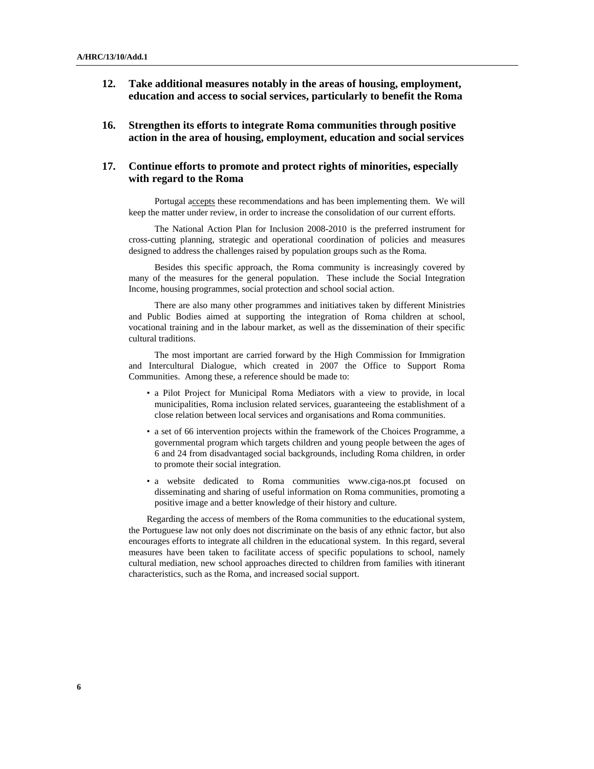### 12. Take additional measures notably in the areas of housing, employment, education and access to social services, particularly to benefit the Roma

### 16. Strengthen its efforts to integrate Roma communities through positive action in the area of housing, employment, education and social services

### 17. Continue efforts to promote and protect rights of minorities, especially with regard to the Roma

Portugal accepts these recommendations and has been implementing them. We will keep the matter under review, in order to increase the consolidation of our current efforts.

The National Action Plan for Inclusion 2008-2010 is the preferred instrument for cross-cutting planning, strategic and operational coordination of policies and measures designed to address the challenges raised by population groups such as the Roma.

Besides this specific approach, the Roma community is increasingly covered by many of the measures for the general population. These include the Social Integration Income, housing programmes, social protection and school social action.

There are also many other programmes and initiatives taken by different Ministries and Public Bodies aimed at supporting the integration of Roma children at school, vocational training and in the labour market, as well as the dissemination of their specific cultural traditions.

The most important are carried forward by the High Commission for Immigration and Intercultural Dialogue, which created in 2007 the Office to Support Roma Communities. Among these, a reference should be made to:

- a Pilot Project for Municipal Roma Mediators with a view to provide, in local municipalities, Roma inclusion related services, guaranteeing the establishment of a close relation between local services and organisations and Roma communities.
- a set of 66 intervention projects within the framework of the Choices Programme, a governmental program which targets children and young people between the ages of 6 and 24 from disadvantaged social backgrounds, including Roma children, in order to promote their social integration.
- a website dedicated to Roma communities www.ciga-nos.pt focused on disseminating and sharing of useful information on Roma communities, promoting a positive image and a better knowledge of their history and culture.

Regarding the access of members of the Roma communities to the educational system, the Portuguese law not only does not discriminate on the basis of any ethnic factor, but also encourages efforts to integrate all children in the educational system. In this regard, several measures have been taken to facilitate access of specific populations to school, namely cultural mediation, new school approaches directed to children from families with itinerant characteristics, such as the Roma, and increased social support.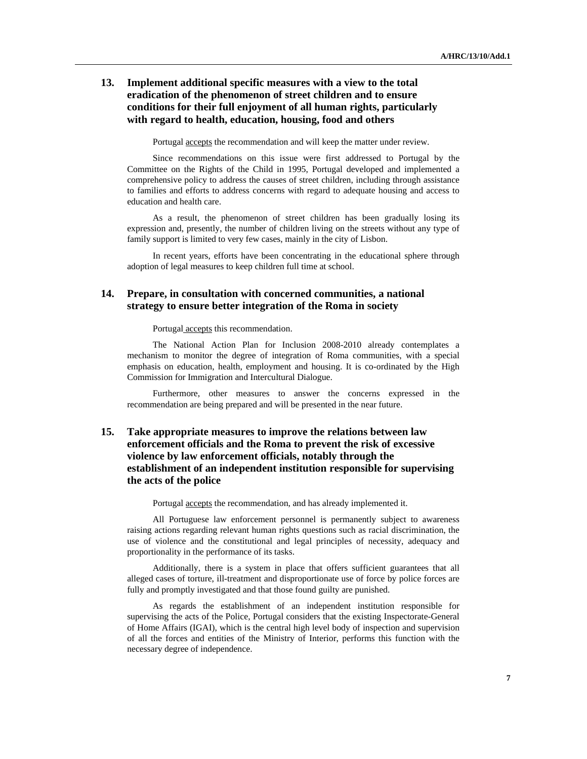### 13. Implement additional specific measures with a view to the total eradication of the phenomenon of street children and to ensure conditions for their full enjoyment of all human rights, particularly with regard to health, education, housing, food and others

Portugal accepts the recommendation and will keep the matter under review.

Since recommendations on this issue were first addressed to Portugal by the Committee on the Rights of the Child in 1995, Portugal developed and implemented a comprehensive policy to address the causes of street children, including through assistance to families and efforts to address concerns with regard to adequate housing and access to education and health care.

As a result, the phenomenon of street children has been gradually losing its expression and, presently, the number of children living on the streets without any type of family support is limited to very few cases, mainly in the city of Lisbon.

In recent years, efforts have been concentrating in the educational sphere through adoption of legal measures to keep children full time at school.

### 14. Prepare, in consultation with concerned communities, a national strategy to ensure better integration of the Roma in society

Portugal accepts this recommendation.

The National Action Plan for Inclusion 2008-2010 already contemplates a mechanism to monitor the degree of integration of Roma communities, with a special emphasis on education, health, employment and housing. It is co-ordinated by the High Commission for Immigration and Intercultural Dialogue.

Furthermore, other measures to answer the concerns expressed in the recommendation are being prepared and will be presented in the near future.

### 15. Take appropriate measures to improve the relations between law enforcement officials and the Roma to prevent the risk of excessive violence by law enforcement officials, notably through the establishment of an independent institution responsible for supervising the acts of the police

Portugal accepts the recommendation, and has already implemented it.

All Portuguese law enforcement personnel is permanently subject to awareness raising actions regarding relevant human rights questions such as racial discrimination, the use of violence and the constitutional and legal principles of necessity, adequacy and proportionality in the performance of its tasks.

Additionally, there is a system in place that offers sufficient guarantees that all alleged cases of torture, ill-treatment and disproportionate use of force by police forces are fully and promptly investigated and that those found guilty are punished.

As regards the establishment of an independent institution responsible for supervising the acts of the Police, Portugal considers that the existing Inspectorate-General of Home Affairs (IGAI), which is the central high level body of inspection and supervision of all the forces and entities of the Ministry of Interior, performs this function with the necessary degree of independence.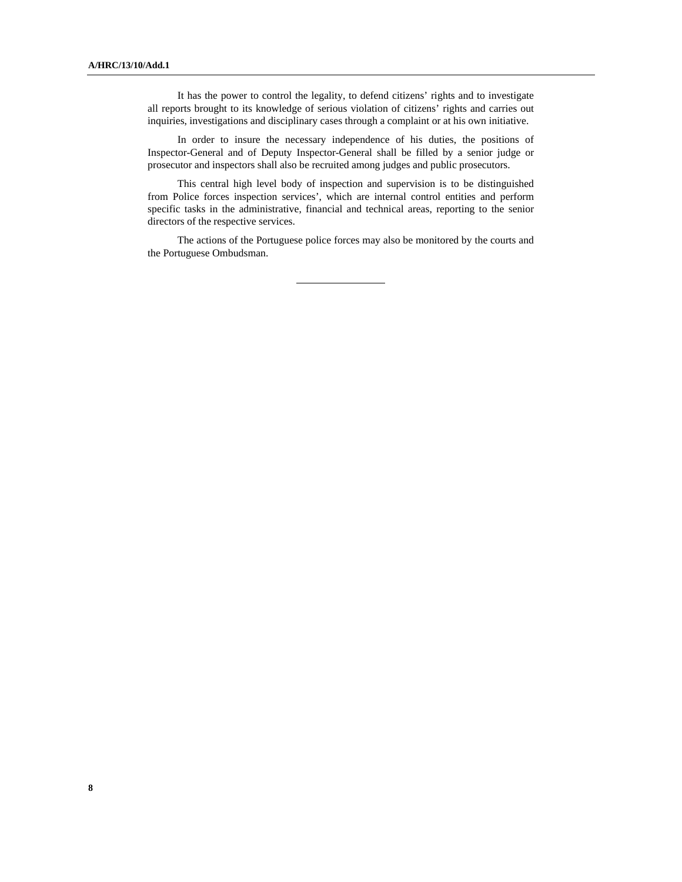It has the power to control the legality, to defend citizens' rights and to investigate all reports brought to its knowledge of serious violation of citizens' rights and carries out inquiries, investigations and disciplinary cases through a complaint or at his own initiative.

In order to insure the necessary independence of his duties, the positions of Inspector-General and of Deputy Inspector-General shall be filled by a senior judge or prosecutor and inspectors shall also be recruited among judges and public prosecutors.

This central high level body of inspection and supervision is to be distinguished from Police forces inspection services', which are internal control entities and perform specific tasks in the administrative, financial and technical areas, reporting to the senior directors of the respective services.

The actions of the Portuguese police forces may also be monitored by the courts and the Portuguese Ombudsman.